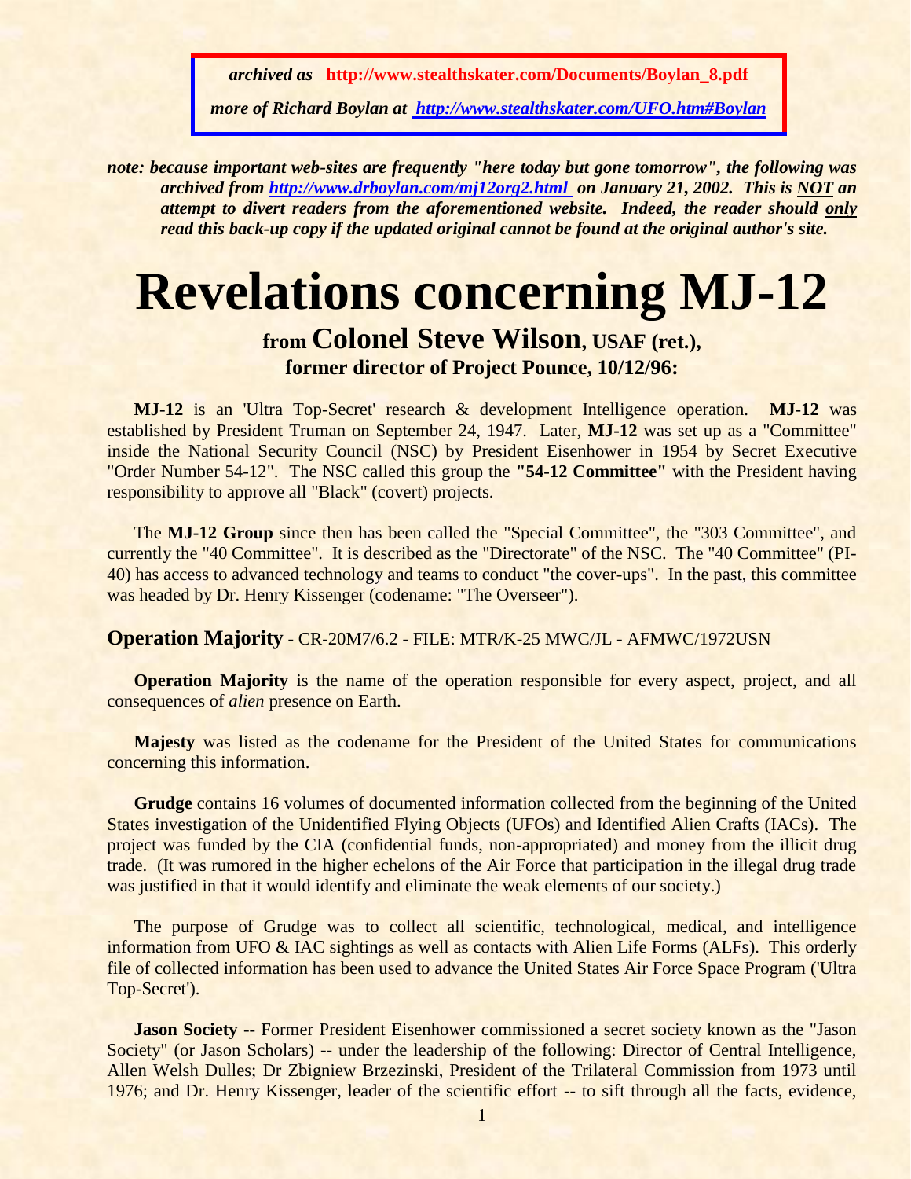*archived as* **http://www.stealthskater.com/Documents/Boylan_8.pdf**

*more of Richard Boylan at [http://www.stealthskater.com/UFO.htm#Boylan](http://www.stealthskater.com/UFO.htm#Boylan)*

***note: because important web-sites are frequently "here today but gone tomorrow", the following was archived from [http://www.drboylan.com/mj12org2.html](http://www.drboylan.com/mj12org2.html) on January 21, 2002. This is NOT an attempt to divert readers from the aforementioned website. Indeed, the reader should only read this back-up copy if the updated original cannot be found at the original author's site.***

# Revelations concerning MJ-12

### from Colonel Steve Wilson, USAF (ret.), former director of Project Pounce, 10/12/96:

**MJ-12** is an 'Ultra Top-Secret' research & development Intelligence operation. **MJ-12** was established by President Truman on September 24, 1947. Later, **MJ-12** was set up as a "Committee" inside the National Security Council (NSC) by President Eisenhower in 1954 by Secret Executive "Order Number 54-12". The NSC called this group the **"54-12 Committee"** with the President having responsibility to approve all "Black" (covert) projects.

The **MJ-12 Group** since then has been called the "Special Committee", the "303 Committee", and currently the "40 Committee". It is described as the "Directorate" of the NSC. The "40 Committee" (PI-40) has access to advanced technology and teams to conduct "the cover-ups". In the past, this committee was headed by Dr. Henry Kissenger (codename: "The Overseer").

### Operation Majority - CR-20M7/6.2 - FILE: MTR/K-25 MWC/JL - AFMWC/1972USN

**Operation Majority** is the name of the operation responsible for every aspect, project, and all consequences of *alien* presence on Earth.

**Majesty** was listed as the codename for the President of the United States for communications concerning this information.

**Grudge** contains 16 volumes of documented information collected from the beginning of the United States investigation of the Unidentified Flying Objects (UFOs) and Identified Alien Crafts (IACs). The project was funded by the CIA (confidential funds, non-appropriated) and money from the illicit drug trade. (It was rumored in the higher echelons of the Air Force that participation in the illegal drug trade was justified in that it would identify and eliminate the weak elements of our society.)

The purpose of Grudge was to collect all scientific, technological, medical, and intelligence information from UFO & IAC sightings as well as contacts with Alien Life Forms (ALFs). This orderly file of collected information has been used to advance the United States Air Force Space Program ('Ultra Top-Secret').

**Jason Society** -- Former President Eisenhower commissioned a secret society known as the "Jason Society" (or Jason Scholars) -- under the leadership of the following: Director of Central Intelligence, Allen Welsh Dulles; Dr Zbigniew Brzezinski, President of the Trilateral Commission from 1973 until 1976; and Dr. Henry Kissenger, leader of the scientific effort -- to sift through all the facts, evidence,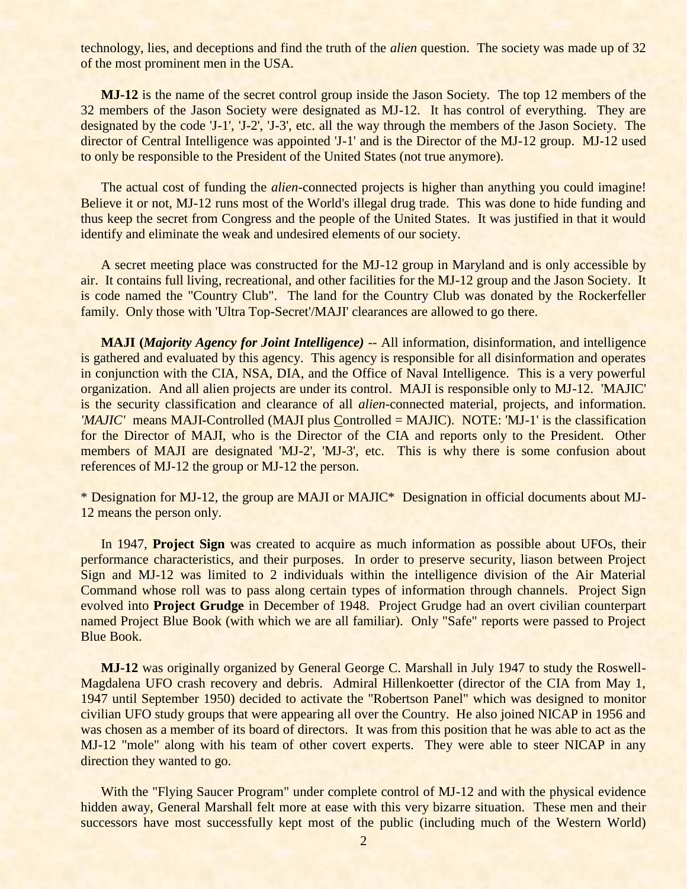technology, lies, and deceptions and find the truth of the *alien* question. The society was made up of 32 of the most prominent men in the USA.

**MJ-12** is the name of the secret control group inside the Jason Society. The top 12 members of the 32 members of the Jason Society were designated as MJ-12. It has control of everything. They are designated by the code 'J-1', 'J-2', 'J-3', etc. all the way through the members of the Jason Society. The director of Central Intelligence was appointed 'J-1' and is the Director of the MJ-12 group. MJ-12 used to only be responsible to the President of the United States (not true anymore).

The actual cost of funding the *alien*-connected projects is higher than anything you could imagine! Believe it or not, MJ-12 runs most of the World's illegal drug trade. This was done to hide funding and thus keep the secret from Congress and the people of the United States. It was justified in that it would identify and eliminate the weak and undesired elements of our society.

A secret meeting place was constructed for the MJ-12 group in Maryland and is only accessible by air. It contains full living, recreational, and other facilities for the MJ-12 group and the Jason Society. It is code named the "Country Club". The land for the Country Club was donated by the Rockerfeller family. Only those with 'Ultra Top-Secret'/MAJI' clearances are allowed to go there.

**MAJI (*Majority Agency for Joint Intelligence*)** -- All information, disinformation, and intelligence is gathered and evaluated by this agency. This agency is responsible for all disinformation and operates in conjunction with the CIA, NSA, DIA, and the Office of Naval Intelligence. This is a very powerful organization. And all alien projects are under its control. MAJI is responsible only to MJ-12. 'MAJIC' is the security classification and clearance of all *alien*-connected material, projects, and information. *'MAJIC'* means MAJI-Controlled (MAJI plus Controlled = MAJIC). NOTE: 'MJ-1' is the classification for the Director of MAJI, who is the Director of the CIA and reports only to the President. Other members of MAJI are designated 'MJ-2', 'MJ-3', etc. This is why there is some confusion about references of MJ-12 the group or MJ-12 the person.

* Designation for MJ-12, the group are MAJI or MAJIC* Designation in official documents about MJ-12 means the person only.

In 1947, **Project Sign** was created to acquire as much information as possible about UFOs, their performance characteristics, and their purposes. In order to preserve security, liason between Project Sign and MJ-12 was limited to 2 individuals within the intelligence division of the Air Material Command whose roll was to pass along certain types of information through channels. Project Sign evolved into **Project Grudge** in December of 1948. Project Grudge had an overt civilian counterpart named Project Blue Book (with which we are all familiar). Only "Safe" reports were passed to Project Blue Book.

**MJ-12** was originally organized by General George C. Marshall in July 1947 to study the Roswell-Magdalena UFO crash recovery and debris. Admiral Hillenkoetter (director of the CIA from May 1, 1947 until September 1950) decided to activate the "Robertson Panel" which was designed to monitor civilian UFO study groups that were appearing all over the Country. He also joined NICAP in 1956 and was chosen as a member of its board of directors. It was from this position that he was able to act as the MJ-12 "mole" along with his team of other covert experts. They were able to steer NICAP in any direction they wanted to go.

With the "Flying Saucer Program" under complete control of MJ-12 and with the physical evidence hidden away, General Marshall felt more at ease with this very bizarre situation. These men and their successors have most successfully kept most of the public (including much of the Western World)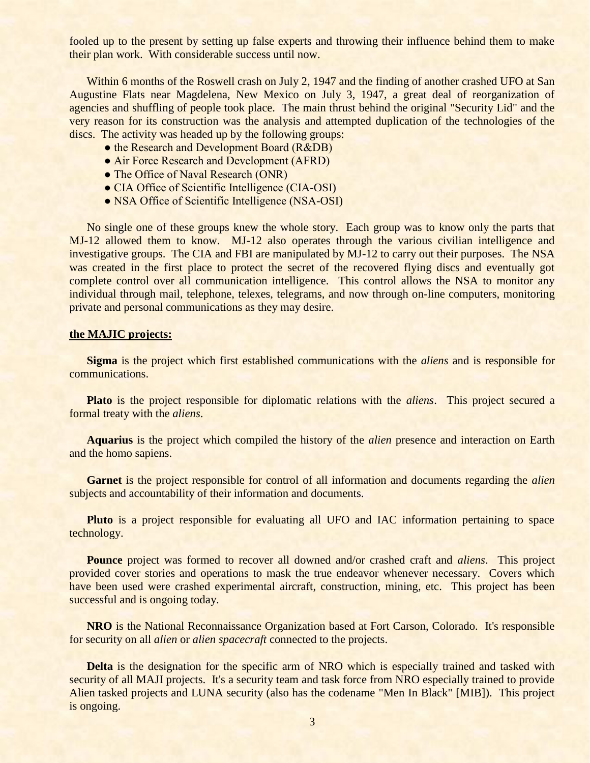fooled up to the present by setting up false experts and throwing their influence behind them to make their plan work. With considerable success until now.

Within 6 months of the Roswell crash on July 2, 1947 and the finding of another crashed UFO at San Augustine Flats near Magdelena, New Mexico on July 3, 1947, a great deal of reorganization of agencies and shuffling of people took place. The main thrust behind the original "Security Lid" and the very reason for its construction was the analysis and attempted duplication of the technologies of the discs. The activity was headed up by the following groups:

- the Research and Development Board (R&DB)
- Air Force Research and Development (AFRD)
- The Office of Naval Research (ONR)
- CIA Office of Scientific Intelligence (CIA-OSI)
- NSA Office of Scientific Intelligence (NSA-OSI)

No single one of these groups knew the whole story. Each group was to know only the parts that MJ-12 allowed them to know. MJ-12 also operates through the various civilian intelligence and investigative groups. The CIA and FBI are manipulated by MJ-12 to carry out their purposes. The NSA was created in the first place to protect the secret of the recovered flying discs and eventually got complete control over all communication intelligence. This control allows the NSA to monitor any individual through mail, telephone, telexes, telegrams, and now through on-line computers, monitoring private and personal communications as they may desire.

**the MAJIC projects:**

**Sigma** is the project which first established communications with the *aliens* and is responsible for communications.

**Plato** is the project responsible for diplomatic relations with the *aliens*. This project secured a formal treaty with the *aliens*.

**Aquarius** is the project which compiled the history of the *alien* presence and interaction on Earth and the homo sapiens.

**Garnet** is the project responsible for control of all information and documents regarding the *alien* subjects and accountability of their information and documents.

**Pluto** is a project responsible for evaluating all UFO and IAC information pertaining to space technology.

**Pounce** project was formed to recover all downed and/or crashed craft and *aliens*. This project provided cover stories and operations to mask the true endeavor whenever necessary. Covers which have been used were crashed experimental aircraft, construction, mining, etc. This project has been successful and is ongoing today.

**NRO** is the National Reconnaissance Organization based at Fort Carson, Colorado. It's responsible for security on all *alien* or *alien spacecraft* connected to the projects.

**Delta** is the designation for the specific arm of NRO which is especially trained and tasked with security of all MAJI projects. It's a security team and task force from NRO especially trained to provide Alien tasked projects and LUNA security (also has the codename "Men In Black" [MIB]). This project is ongoing.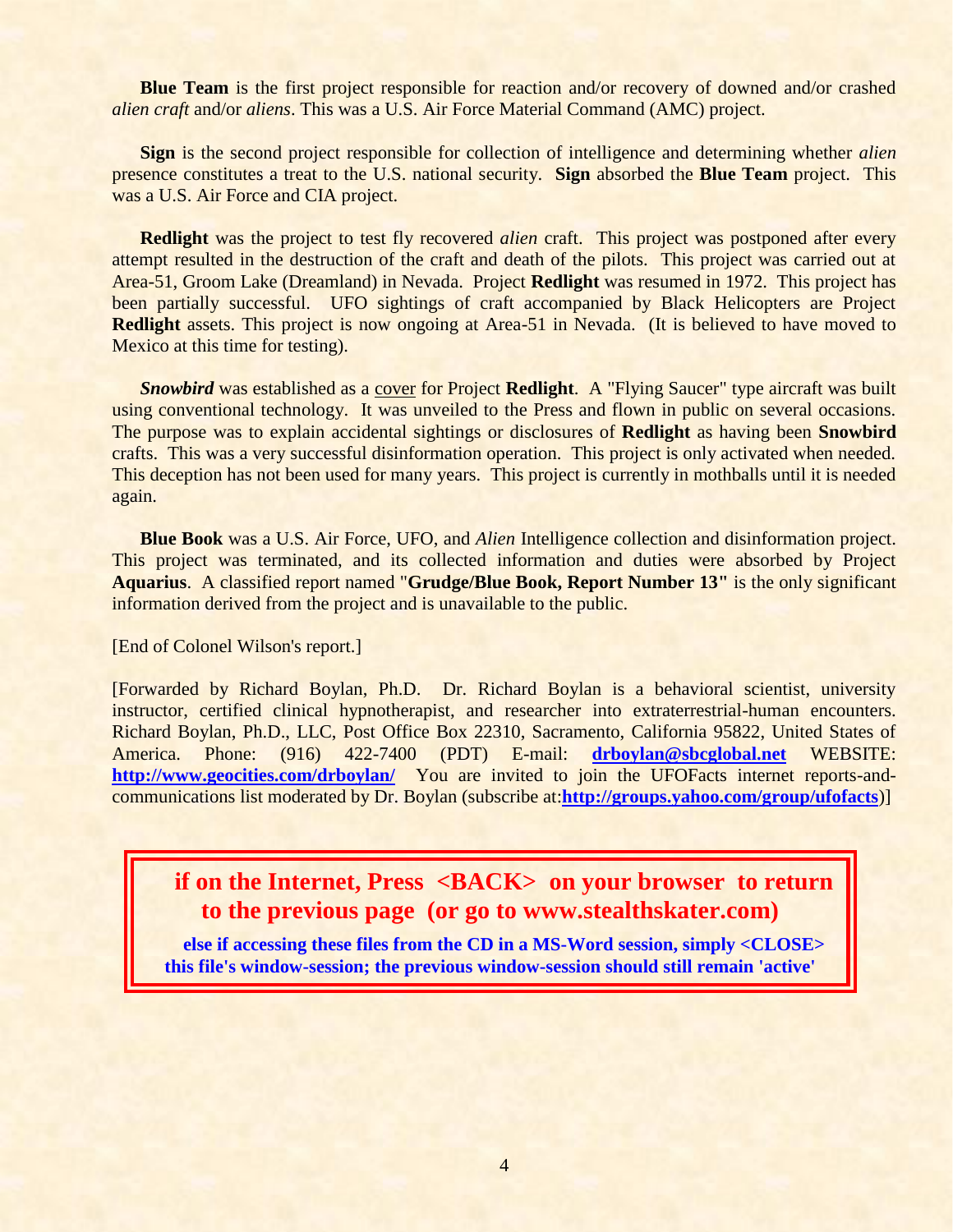**Blue Team** is the first project responsible for reaction and/or recovery of downed and/or crashed *alien craft* and/or *aliens*. This was a U.S. Air Force Material Command (AMC) project.

**Sign** is the second project responsible for collection of intelligence and determining whether *alien* presence constitutes a treat to the U.S. national security. **Sign** absorbed the **Blue Team** project. This was a U.S. Air Force and CIA project.

**Redlight** was the project to test fly recovered *alien* craft. This project was postponed after every attempt resulted in the destruction of the craft and death of the pilots. This project was carried out at Area-51, Groom Lake (Dreamland) in Nevada. Project **Redlight** was resumed in 1972. This project has been partially successful. UFO sightings of craft accompanied by Black Helicopters are Project **Redlight** assets. This project is now ongoing at Area-51 in Nevada. (It is believed to have moved to Mexico at this time for testing).

***Snowbird*** was established as a cover for Project **Redlight**. A "Flying Saucer" type aircraft was built using conventional technology. It was unveiled to the Press and flown in public on several occasions. The purpose was to explain accidental sightings or disclosures of **Redlight** as having been **Snowbird** crafts. This was a very successful disinformation operation. This project is only activated when needed. This deception has not been used for many years. This project is currently in mothballs until it is needed again.

**Blue Book** was a U.S. Air Force, UFO, and *Alien* Intelligence collection and disinformation project. This project was terminated, and its collected information and duties were absorbed by Project **Aquarius**. A classified report named "**Grudge/Blue Book, Report Number 13"** is the only significant information derived from the project and is unavailable to the public.

[End of Colonel Wilson's report.]

[Forwarded by Richard Boylan, Ph.D. Dr. Richard Boylan is a behavioral scientist, university instructor, certified clinical hypnotherapist, and researcher into extraterrestrial-human encounters. Richard Boylan, Ph.D., LLC, Post Office Box 22310, Sacramento, California 95822, United States of America. Phone: (916) 422-7400 (PDT) E-mail: **drboylan@sbcglobal.net** WEBSITE: **http://www.geocities.com/drboylan/** You are invited to join the UFOFacts internet reports-and-communications list moderated by Dr. Boylan (subscribe at:**http://groups.yahoo.com/group/ufofacts**)]

**if on the Internet, Press <BACK> on your browser to return to the previous page (or go to www.stealthskater.com)**

**else if accessing these files from the CD in a MS-Word session, simply <CLOSE> this file's window-session; the previous window-session should still remain 'active'**